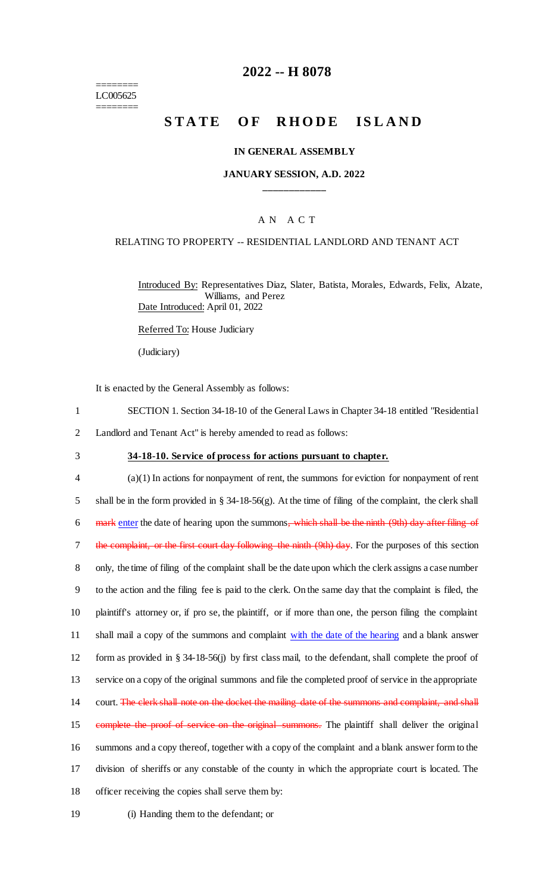========
LC005625
========

# 2022 -- H 8078

## STATE OF RHODE ISLAND

### IN GENERAL ASSEMBLY

### JANUARY SESSION, A.D. 2022

____________

A N A C T

RELATING TO PROPERTY -- RESIDENTIAL LANDLORD AND TENANT ACT

Introduced By: Representatives Diaz, Slater, Batista, Morales, Edwards, Felix, Alzate, Williams, and Perez

Date Introduced: April 01, 2022

Referred To: House Judiciary

(Judiciary)

It is enacted by the General Assembly as follows:

1 SECTION 1. Section 34-18-10 of the General Laws in Chapter 34-18 entitled "Residential
2 Landlord and Tenant Act" is hereby amended to read as follows:

3 **34-18-10. Service of process for actions pursuant to chapter.**

4 (a)(1) In actions for nonpayment of rent, the summons for eviction for nonpayment of rent
5 shall be in the form provided in § 34-18-56(g). At the time of filing of the complaint, the clerk shall
6 ~~mark~~ enter the date of hearing upon the summons~~, which shall be the ninth (9th) day after filing of~~
7 ~~the complaint, or the first court day following the ninth (9th) day~~. For the purposes of this section
8 only, the time of filing of the complaint shall be the date upon which the clerk assigns a case number
9 to the action and the filing fee is paid to the clerk. On the same day that the complaint is filed, the
10 plaintiff's attorney or, if pro se, the plaintiff, or if more than one, the person filing the complaint
11 shall mail a copy of the summons and complaint with the date of the hearing and a blank answer
12 form as provided in § 34-18-56(j) by first class mail, to the defendant, shall complete the proof of
13 service on a copy of the original summons and file the completed proof of service in the appropriate
14 court. ~~The clerk shall note on the docket the mailing date of the summons and complaint, and shall~~
15 ~~complete the proof of service on the original summons.~~ The plaintiff shall deliver the original
16 summons and a copy thereof, together with a copy of the complaint and a blank answer form to the
17 division of sheriffs or any constable of the county in which the appropriate court is located. The
18 officer receiving the copies shall serve them by:

19 (i) Handing them to the defendant; or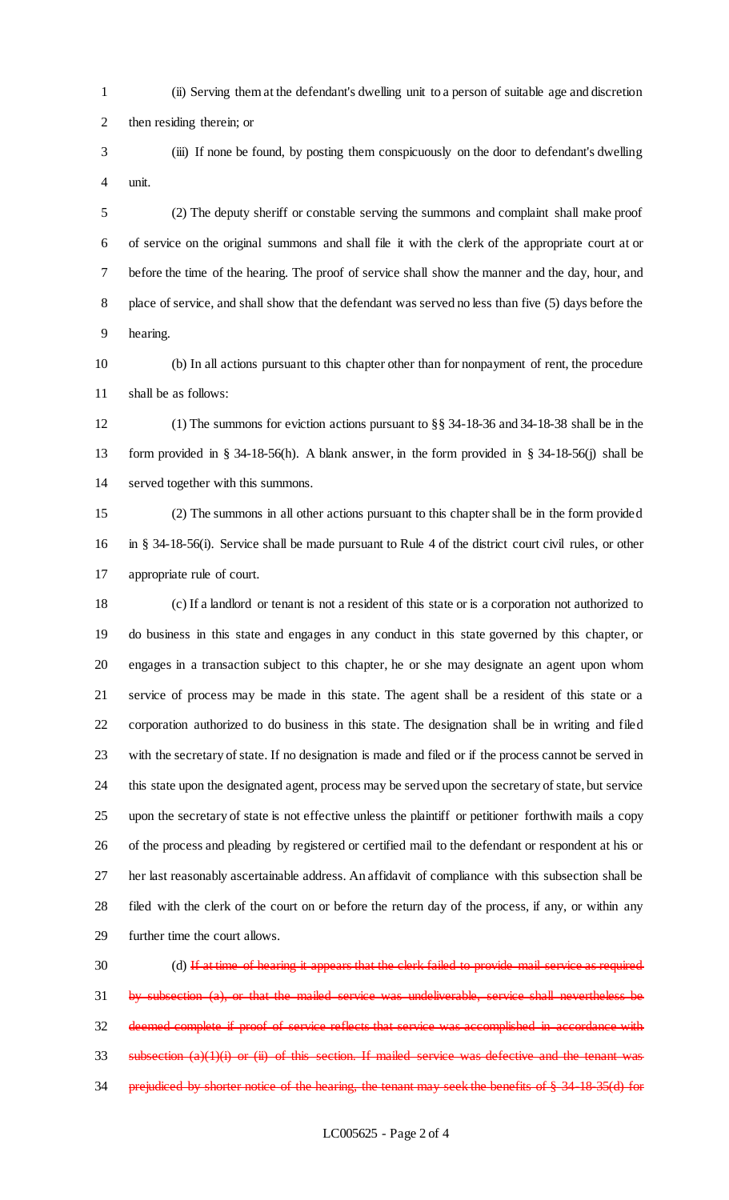(ii) Serving them at the defendant's dwelling unit to a person of suitable age and discretion then residing therein; or

(iii) If none be found, by posting them conspicuously on the door to defendant's dwelling unit.

(2) The deputy sheriff or constable serving the summons and complaint shall make proof of service on the original summons and shall file it with the clerk of the appropriate court at or before the time of the hearing. The proof of service shall show the manner and the day, hour, and place of service, and shall show that the defendant was served no less than five (5) days before the hearing.

(b) In all actions pursuant to this chapter other than for nonpayment of rent, the procedure shall be as follows:

(1) The summons for eviction actions pursuant to §§ 34-18-36 and 34-18-38 shall be in the form provided in § 34-18-56(h). A blank answer, in the form provided in § 34-18-56(j) shall be served together with this summons.

(2) The summons in all other actions pursuant to this chapter shall be in the form provided in § 34-18-56(i). Service shall be made pursuant to Rule 4 of the district court civil rules, or other appropriate rule of court.

(c) If a landlord or tenant is not a resident of this state or is a corporation not authorized to do business in this state and engages in any conduct in this state governed by this chapter, or engages in a transaction subject to this chapter, he or she may designate an agent upon whom service of process may be made in this state. The agent shall be a resident of this state or a corporation authorized to do business in this state. The designation shall be in writing and filed with the secretary of state. If no designation is made and filed or if the process cannot be served in this state upon the designated agent, process may be served upon the secretary of state, but service upon the secretary of state is not effective unless the plaintiff or petitioner forthwith mails a copy of the process and pleading by registered or certified mail to the defendant or respondent at his or her last reasonably ascertainable address. An affidavit of compliance with this subsection shall be filed with the clerk of the court on or before the return day of the process, if any, or within any further time the court allows.

(d) ~~If at time of hearing it appears that the clerk failed to provide mail service as required by subsection (a), or that the mailed service was undeliverable, service shall nevertheless be deemed complete if proof of service reflects that service was accomplished in accordance with subsection (a)(1)(i) or (ii) of this section. If mailed service was defective and the tenant was prejudiced by shorter notice of the hearing, the tenant may seek the benefits of § 34-18-35(d) for~~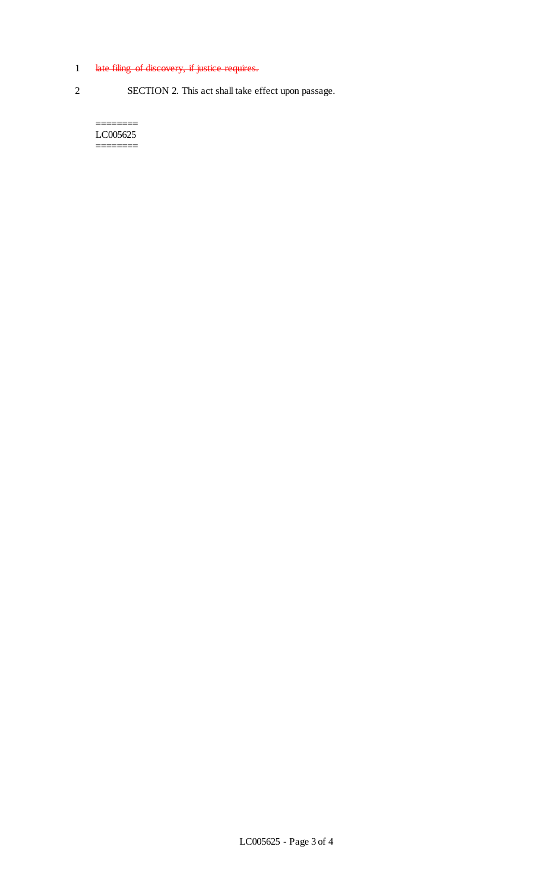1 ~~late filing of discovery, if justice requires.~~

2 SECTION 2. This act shall take effect upon passage.

========
LC005625
========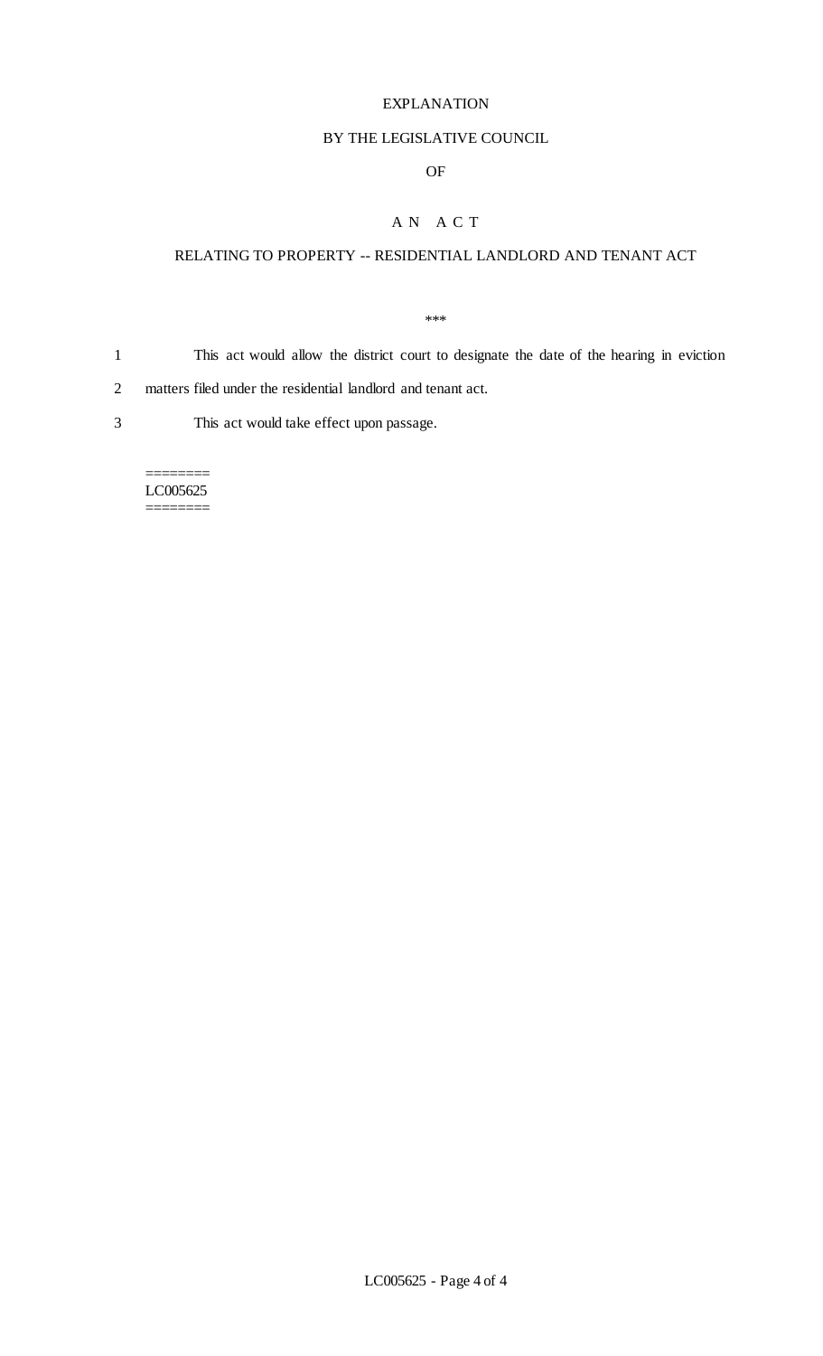# EXPLANATION

## BY THE LEGISLATIVE COUNCIL

## OF

## A N A C T

## RELATING TO PROPERTY -- RESIDENTIAL LANDLORD AND TENANT ACT

\*\*\*

1 This act would allow the district court to designate the date of the hearing in eviction
2 matters filed under the residential landlord and tenant act.
3 This act would take effect upon passage.

========
LC005625
========